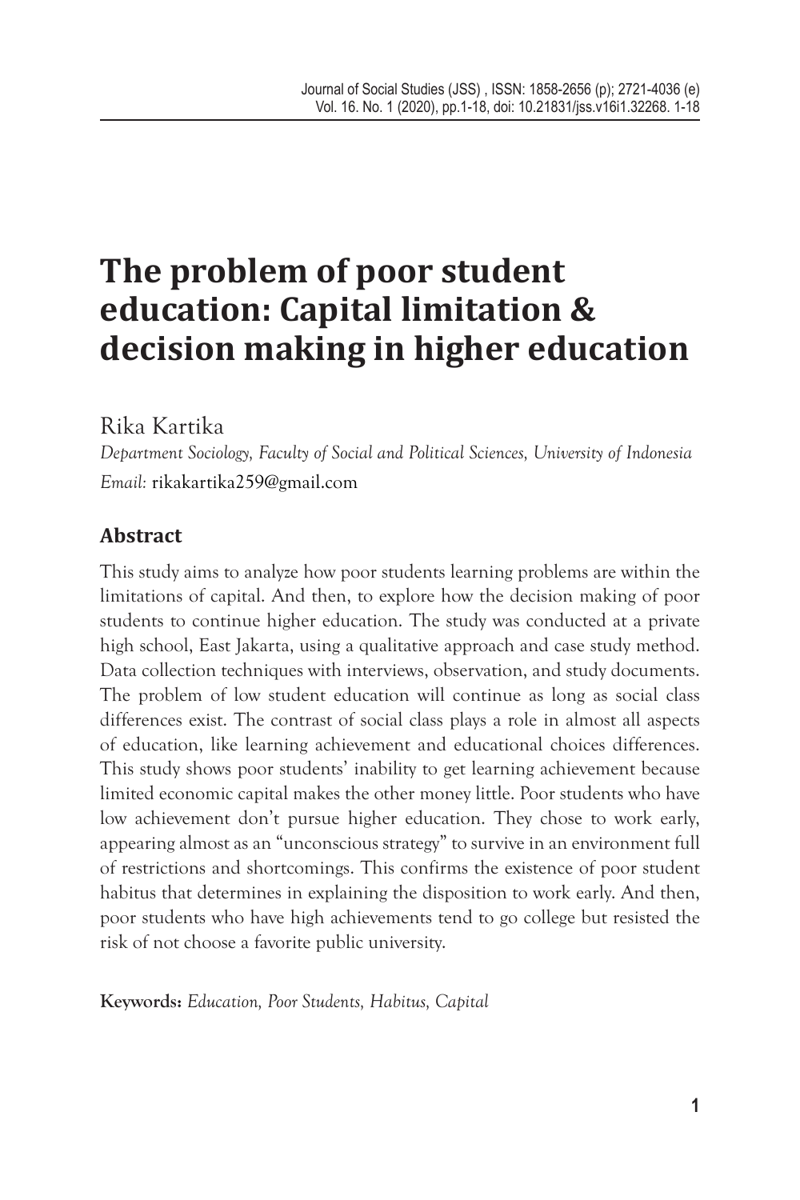# The problem of poor student education: Capital limitation & decision making in higher education

Rika Kartika

*Department Sociology, Faculty of Social and Political Sciences, University of Indonesia*

*Email:* rikakartika259@gmail.com

## Abstract

This study aims to analyze how poor students learning problems are within the limitations of capital. And then, to explore how the decision making of poor students to continue higher education. The study was conducted at a private high school, East Jakarta, using a qualitative approach and case study method. Data collection techniques with interviews, observation, and study documents. The problem of low student education will continue as long as social class differences exist. The contrast of social class plays a role in almost all aspects of education, like learning achievement and educational choices differences. This study shows poor students' inability to get learning achievement because limited economic capital makes the other money little. Poor students who have low achievement don't pursue higher education. They chose to work early, appearing almost as an "unconscious strategy" to survive in an environment full of restrictions and shortcomings. This confirms the existence of poor student habitus that determines in explaining the disposition to work early. And then, poor students who have high achievements tend to go college but resisted the risk of not choose a favorite public university.

**Keywords:** *Education, Poor Students, Habitus, Capital*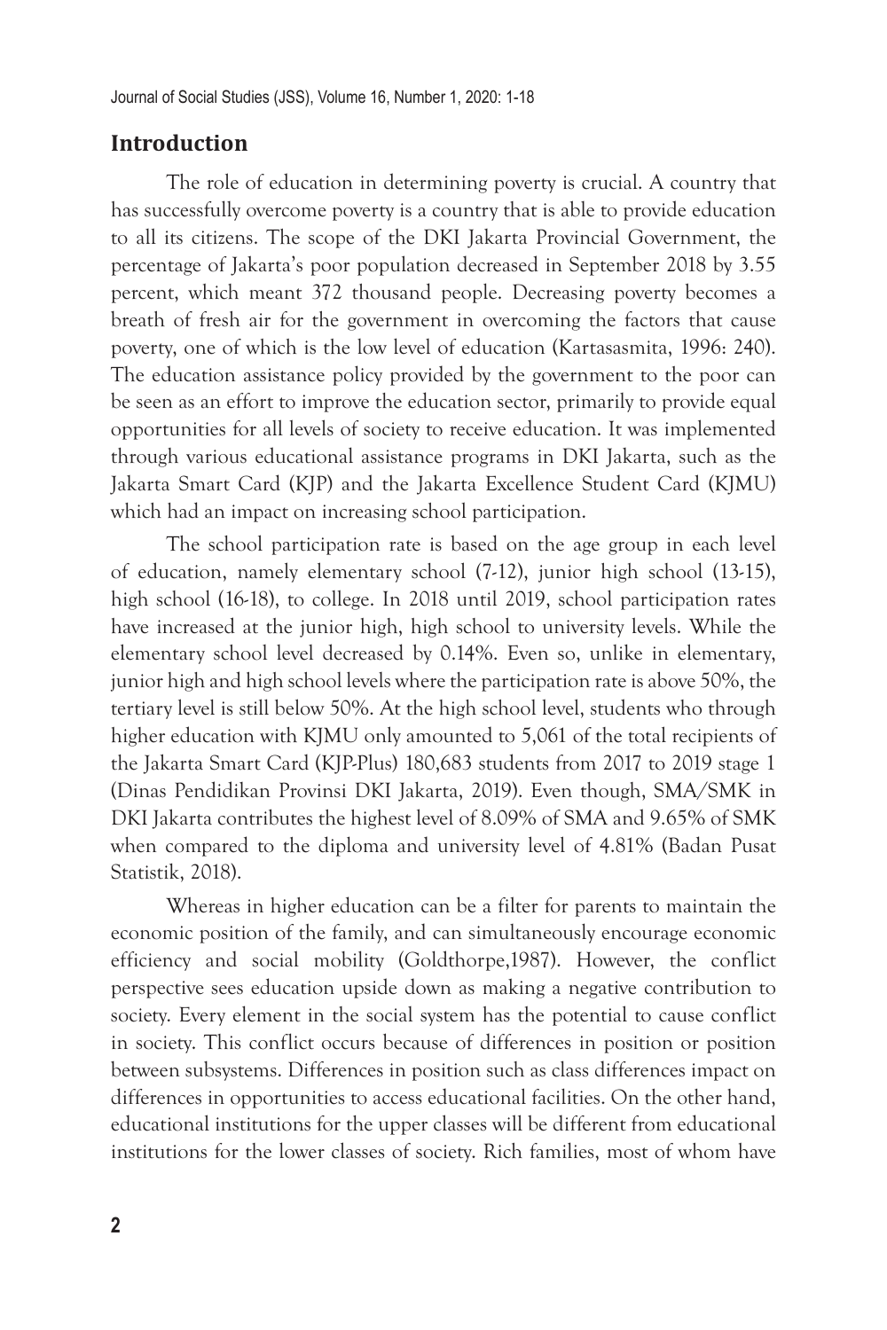## Introduction

The role of education in determining poverty is crucial. A country that has successfully overcome poverty is a country that is able to provide education to all its citizens. The scope of the DKI Jakarta Provincial Government, the percentage of Jakarta's poor population decreased in September 2018 by 3.55 percent, which meant 372 thousand people. Decreasing poverty becomes a breath of fresh air for the government in overcoming the factors that cause poverty, one of which is the low level of education (Kartasasmita, 1996: 240). The education assistance policy provided by the government to the poor can be seen as an effort to improve the education sector, primarily to provide equal opportunities for all levels of society to receive education. It was implemented through various educational assistance programs in DKI Jakarta, such as the Jakarta Smart Card (KJP) and the Jakarta Excellence Student Card (KJMU) which had an impact on increasing school participation.

The school participation rate is based on the age group in each level of education, namely elementary school (7-12), junior high school (13-15), high school (16-18), to college. In 2018 until 2019, school participation rates have increased at the junior high, high school to university levels. While the elementary school level decreased by 0.14%. Even so, unlike in elementary, junior high and high school levels where the participation rate is above 50%, the tertiary level is still below 50%. At the high school level, students who through higher education with KJMU only amounted to 5,061 of the total recipients of the Jakarta Smart Card (KJP-Plus) 180,683 students from 2017 to 2019 stage 1 (Dinas Pendidikan Provinsi DKI Jakarta, 2019). Even though, SMA/SMK in DKI Jakarta contributes the highest level of 8.09% of SMA and 9.65% of SMK when compared to the diploma and university level of 4.81% (Badan Pusat Statistik, 2018).

Whereas in higher education can be a filter for parents to maintain the economic position of the family, and can simultaneously encourage economic efficiency and social mobility (Goldthorpe,1987). However, the conflict perspective sees education upside down as making a negative contribution to society. Every element in the social system has the potential to cause conflict in society. This conflict occurs because of differences in position or position between subsystems. Differences in position such as class differences impact on differences in opportunities to access educational facilities. On the other hand, educational institutions for the upper classes will be different from educational institutions for the lower classes of society. Rich families, most of whom have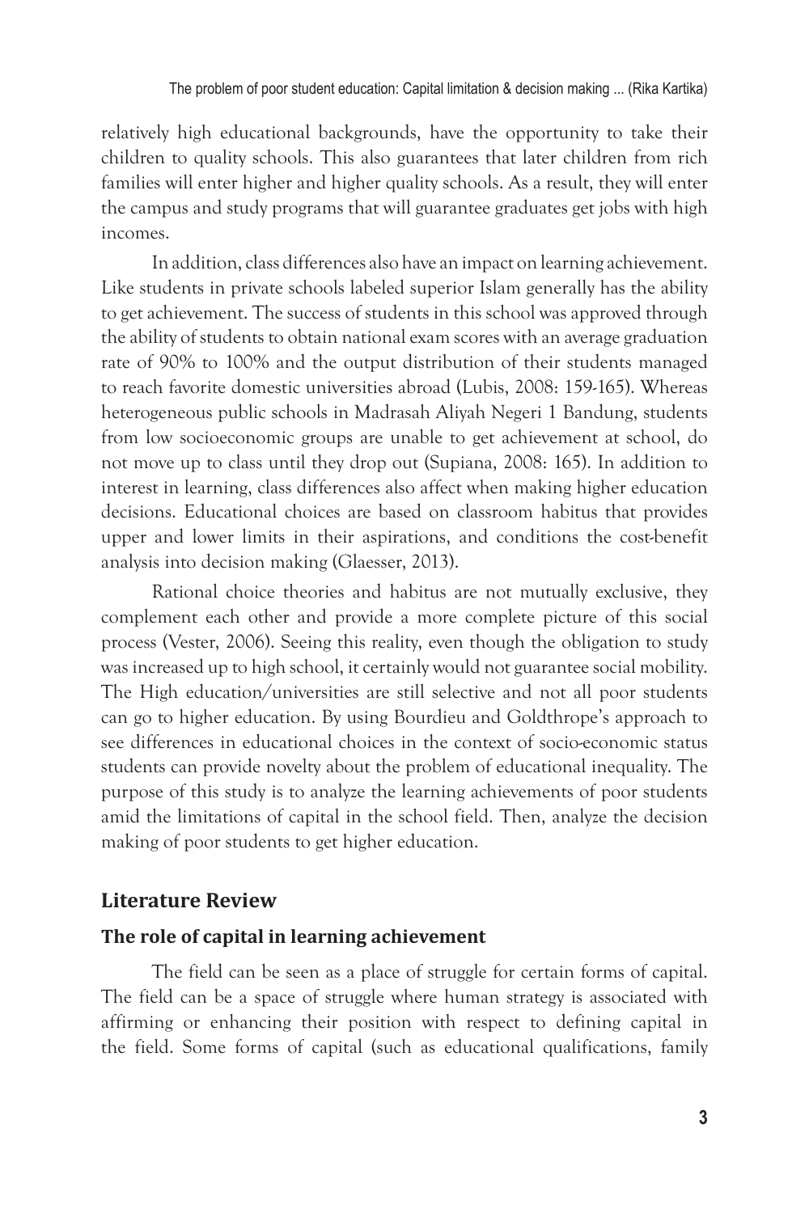relatively high educational backgrounds, have the opportunity to take their children to quality schools. This also guarantees that later children from rich families will enter higher and higher quality schools. As a result, they will enter the campus and study programs that will guarantee graduates get jobs with high incomes.

In addition, class differences also have an impact on learning achievement. Like students in private schools labeled superior Islam generally has the ability to get achievement. The success of students in this school was approved through the ability of students to obtain national exam scores with an average graduation rate of 90% to 100% and the output distribution of their students managed to reach favorite domestic universities abroad (Lubis, 2008: 159-165). Whereas heterogeneous public schools in Madrasah Aliyah Negeri 1 Bandung, students from low socioeconomic groups are unable to get achievement at school, do not move up to class until they drop out (Supiana, 2008: 165). In addition to interest in learning, class differences also affect when making higher education decisions. Educational choices are based on classroom habitus that provides upper and lower limits in their aspirations, and conditions the cost-benefit analysis into decision making (Glaesser, 2013).

Rational choice theories and habitus are not mutually exclusive, they complement each other and provide a more complete picture of this social process (Vester, 2006). Seeing this reality, even though the obligation to study was increased up to high school, it certainly would not guarantee social mobility. The High education/universities are still selective and not all poor students can go to higher education. By using Bourdieu and Goldthrope's approach to see differences in educational choices in the context of socio-economic status students can provide novelty about the problem of educational inequality. The purpose of this study is to analyze the learning achievements of poor students amid the limitations of capital in the school field. Then, analyze the decision making of poor students to get higher education.

## Literature Review

### The role of capital in learning achievement

The field can be seen as a place of struggle for certain forms of capital. The field can be a space of struggle where human strategy is associated with affirming or enhancing their position with respect to defining capital in the field. Some forms of capital (such as educational qualifications, family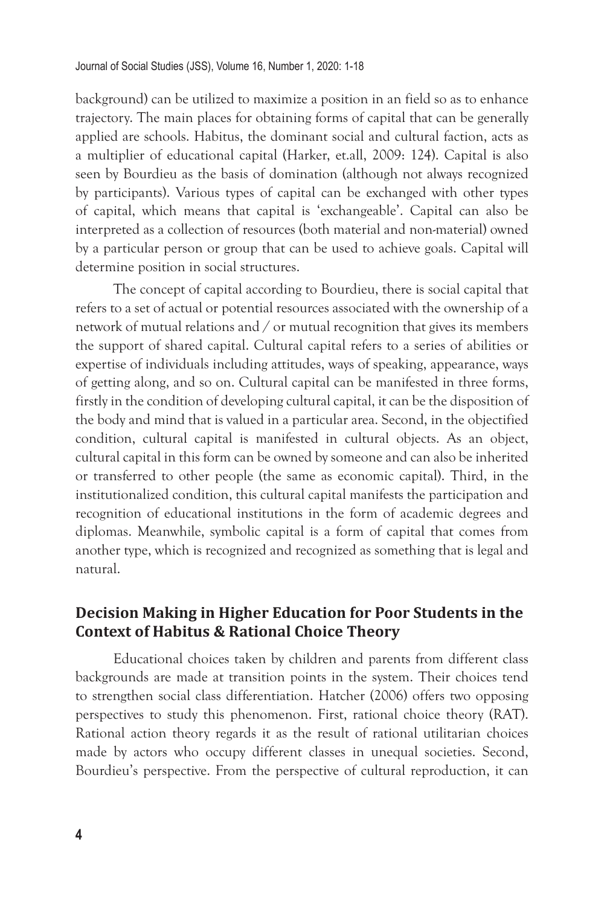background) can be utilized to maximize a position in an field so as to enhance trajectory. The main places for obtaining forms of capital that can be generally applied are schools. Habitus, the dominant social and cultural faction, acts as a multiplier of educational capital (Harker, et.all, 2009: 124). Capital is also seen by Bourdieu as the basis of domination (although not always recognized by participants). Various types of capital can be exchanged with other types of capital, which means that capital is 'exchangeable'. Capital can also be interpreted as a collection of resources (both material and non-material) owned by a particular person or group that can be used to achieve goals. Capital will determine position in social structures.

The concept of capital according to Bourdieu, there is social capital that refers to a set of actual or potential resources associated with the ownership of a network of mutual relations and / or mutual recognition that gives its members the support of shared capital. Cultural capital refers to a series of abilities or expertise of individuals including attitudes, ways of speaking, appearance, ways of getting along, and so on. Cultural capital can be manifested in three forms, firstly in the condition of developing cultural capital, it can be the disposition of the body and mind that is valued in a particular area. Second, in the objectified condition, cultural capital is manifested in cultural objects. As an object, cultural capital in this form can be owned by someone and can also be inherited or transferred to other people (the same as economic capital). Third, in the institutionalized condition, this cultural capital manifests the participation and recognition of educational institutions in the form of academic degrees and diplomas. Meanwhile, symbolic capital is a form of capital that comes from another type, which is recognized and recognized as something that is legal and natural.

## Decision Making in Higher Education for Poor Students in the Context of Habitus & Rational Choice Theory

Educational choices taken by children and parents from different class backgrounds are made at transition points in the system. Their choices tend to strengthen social class differentiation. Hatcher (2006) offers two opposing perspectives to study this phenomenon. First, rational choice theory (RAT). Rational action theory regards it as the result of rational utilitarian choices made by actors who occupy different classes in unequal societies. Second, Bourdieu's perspective. From the perspective of cultural reproduction, it can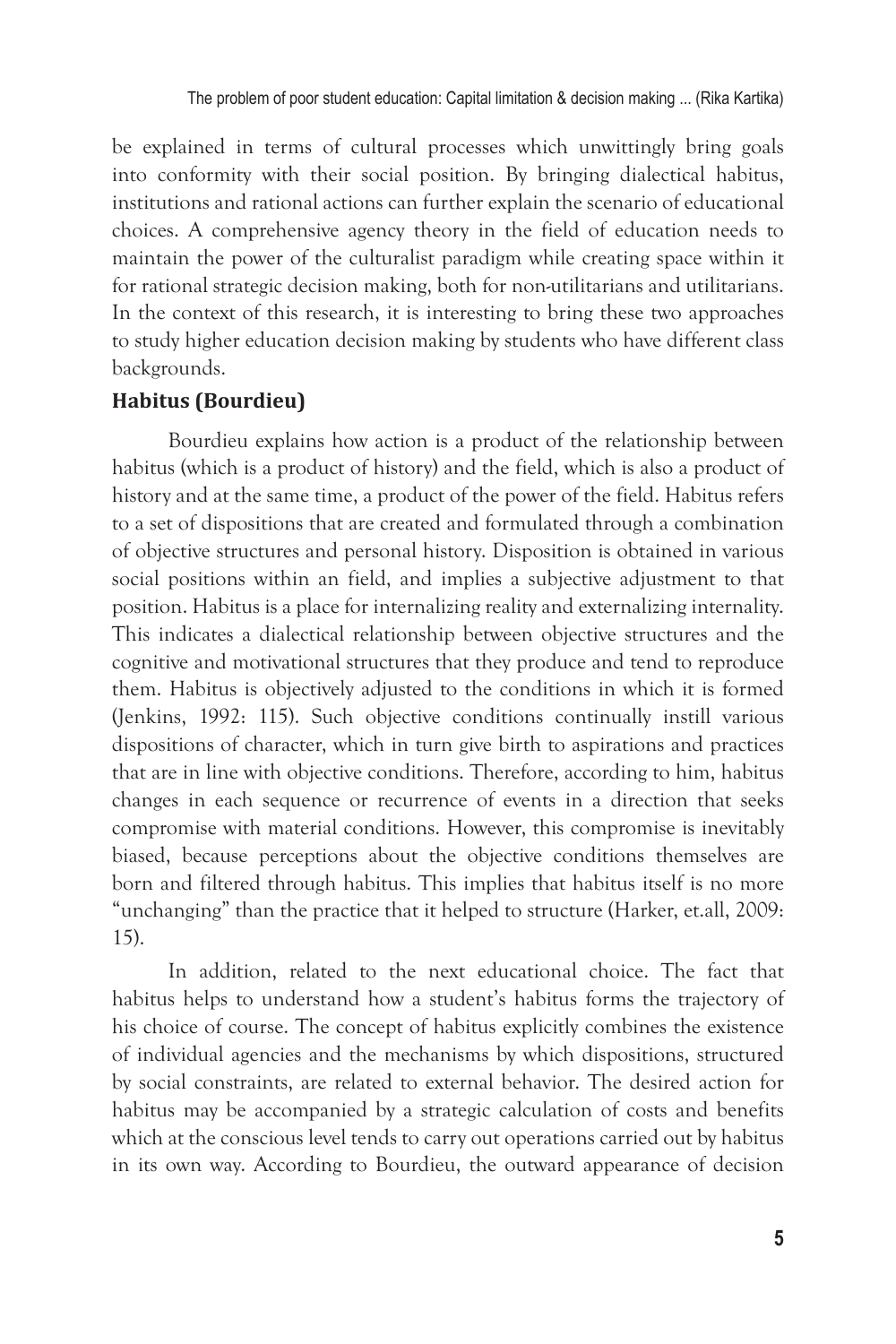be explained in terms of cultural processes which unwittingly bring goals into conformity with their social position. By bringing dialectical habitus, institutions and rational actions can further explain the scenario of educational choices. A comprehensive agency theory in the field of education needs to maintain the power of the culturalist paradigm while creating space within it for rational strategic decision making, both for non-utilitarians and utilitarians. In the context of this research, it is interesting to bring these two approaches to study higher education decision making by students who have different class backgrounds.

## Habitus (Bourdieu)

Bourdieu explains how action is a product of the relationship between habitus (which is a product of history) and the field, which is also a product of history and at the same time, a product of the power of the field. Habitus refers to a set of dispositions that are created and formulated through a combination of objective structures and personal history. Disposition is obtained in various social positions within an field, and implies a subjective adjustment to that position. Habitus is a place for internalizing reality and externalizing internality. This indicates a dialectical relationship between objective structures and the cognitive and motivational structures that they produce and tend to reproduce them. Habitus is objectively adjusted to the conditions in which it is formed (Jenkins, 1992: 115). Such objective conditions continually instill various dispositions of character, which in turn give birth to aspirations and practices that are in line with objective conditions. Therefore, according to him, habitus changes in each sequence or recurrence of events in a direction that seeks compromise with material conditions. However, this compromise is inevitably biased, because perceptions about the objective conditions themselves are born and filtered through habitus. This implies that habitus itself is no more "unchanging" than the practice that it helped to structure (Harker, et.all, 2009: 15).

In addition, related to the next educational choice. The fact that habitus helps to understand how a student's habitus forms the trajectory of his choice of course. The concept of habitus explicitly combines the existence of individual agencies and the mechanisms by which dispositions, structured by social constraints, are related to external behavior. The desired action for habitus may be accompanied by a strategic calculation of costs and benefits which at the conscious level tends to carry out operations carried out by habitus in its own way. According to Bourdieu, the outward appearance of decision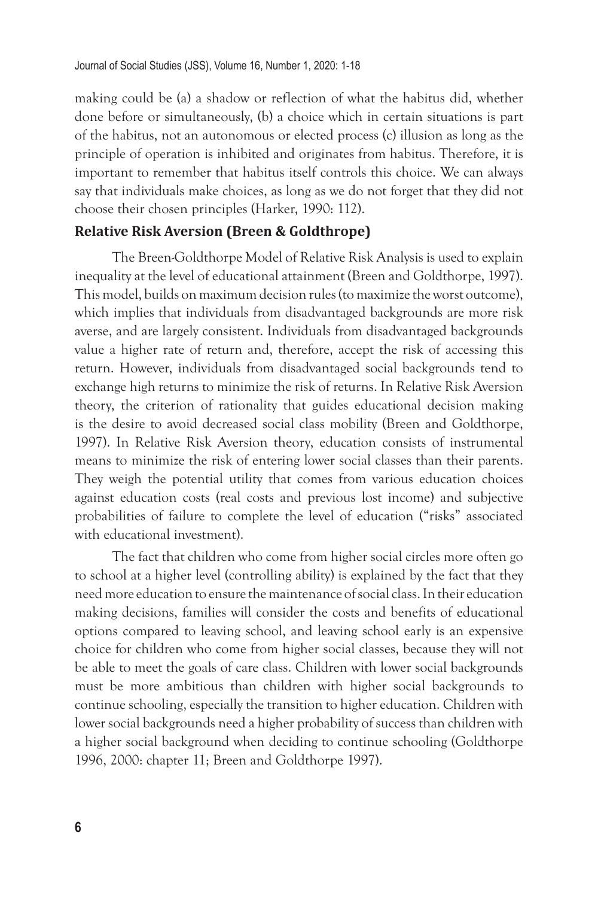making could be (a) a shadow or reflection of what the habitus did, whether done before or simultaneously, (b) a choice which in certain situations is part of the habitus, not an autonomous or elected process (c) illusion as long as the principle of operation is inhibited and originates from habitus. Therefore, it is important to remember that habitus itself controls this choice. We can always say that individuals make choices, as long as we do not forget that they did not choose their chosen principles (Harker, 1990: 112).

## Relative Risk Aversion (Breen & Goldthrope)

The Breen-Goldthorpe Model of Relative Risk Analysis is used to explain inequality at the level of educational attainment (Breen and Goldthorpe, 1997). This model, builds on maximum decision rules (to maximize the worst outcome), which implies that individuals from disadvantaged backgrounds are more risk averse, and are largely consistent. Individuals from disadvantaged backgrounds value a higher rate of return and, therefore, accept the risk of accessing this return. However, individuals from disadvantaged social backgrounds tend to exchange high returns to minimize the risk of returns. In Relative Risk Aversion theory, the criterion of rationality that guides educational decision making is the desire to avoid decreased social class mobility (Breen and Goldthorpe, 1997). In Relative Risk Aversion theory, education consists of instrumental means to minimize the risk of entering lower social classes than their parents. They weigh the potential utility that comes from various education choices against education costs (real costs and previous lost income) and subjective probabilities of failure to complete the level of education ("risks" associated with educational investment).

The fact that children who come from higher social circles more often go to school at a higher level (controlling ability) is explained by the fact that they need more education to ensure the maintenance of social class. In their education making decisions, families will consider the costs and benefits of educational options compared to leaving school, and leaving school early is an expensive choice for children who come from higher social classes, because they will not be able to meet the goals of care class. Children with lower social backgrounds must be more ambitious than children with higher social backgrounds to continue schooling, especially the transition to higher education. Children with lower social backgrounds need a higher probability of success than children with a higher social background when deciding to continue schooling (Goldthorpe 1996, 2000: chapter 11; Breen and Goldthorpe 1997).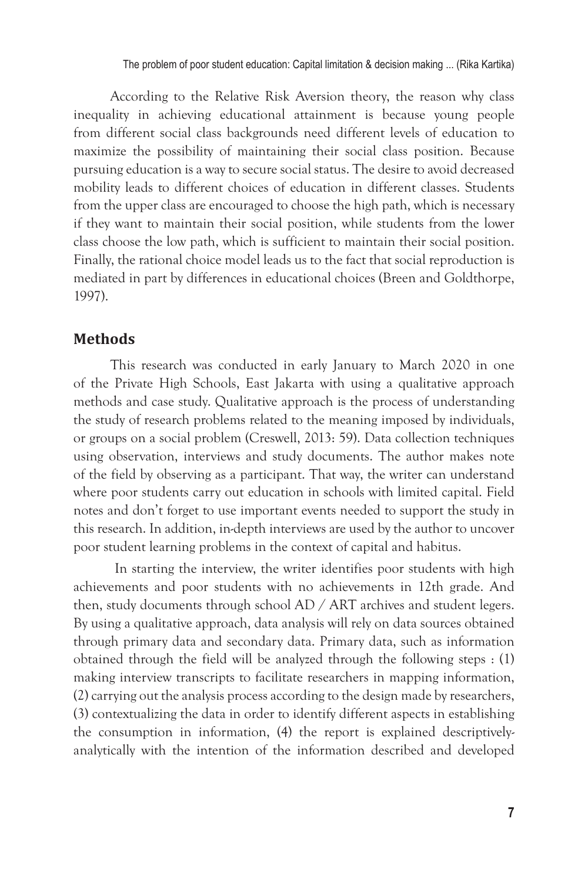According to the Relative Risk Aversion theory, the reason why class inequality in achieving educational attainment is because young people from different social class backgrounds need different levels of education to maximize the possibility of maintaining their social class position. Because pursuing education is a way to secure social status. The desire to avoid decreased mobility leads to different choices of education in different classes. Students from the upper class are encouraged to choose the high path, which is necessary if they want to maintain their social position, while students from the lower class choose the low path, which is sufficient to maintain their social position. Finally, the rational choice model leads us to the fact that social reproduction is mediated in part by differences in educational choices (Breen and Goldthorpe, 1997).

## Methods

This research was conducted in early January to March 2020 in one of the Private High Schools, East Jakarta with using a qualitative approach methods and case study. Qualitative approach is the process of understanding the study of research problems related to the meaning imposed by individuals, or groups on a social problem (Creswell, 2013: 59). Data collection techniques using observation, interviews and study documents. The author makes note of the field by observing as a participant. That way, the writer can understand where poor students carry out education in schools with limited capital. Field notes and don't forget to use important events needed to support the study in this research. In addition, in-depth interviews are used by the author to uncover poor student learning problems in the context of capital and habitus.

In starting the interview, the writer identifies poor students with high achievements and poor students with no achievements in 12th grade. And then, study documents through school AD / ART archives and student legers. By using a qualitative approach, data analysis will rely on data sources obtained through primary data and secondary data. Primary data, such as information obtained through the field will be analyzed through the following steps : (1) making interview transcripts to facilitate researchers in mapping information, (2) carrying out the analysis process according to the design made by researchers, (3) contextualizing the data in order to identify different aspects in establishing the consumption in information, (4) the report is explained descriptively-analytically with the intention of the information described and developed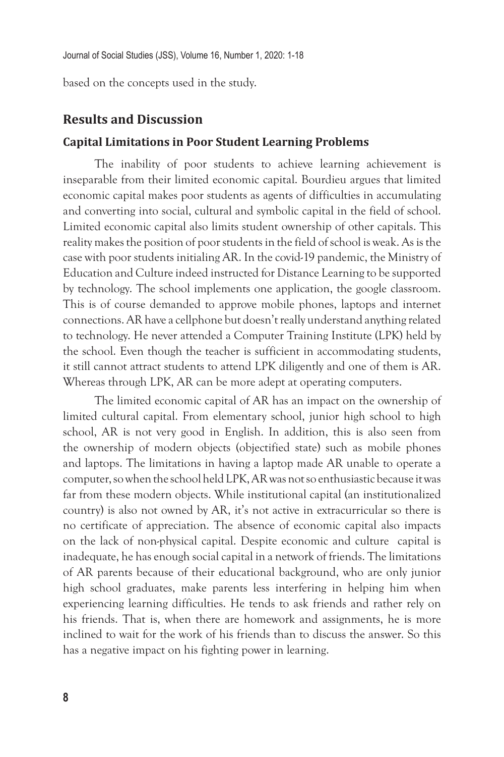based on the concepts used in the study.

## Results and Discussion

### Capital Limitations in Poor Student Learning Problems

The inability of poor students to achieve learning achievement is inseparable from their limited economic capital. Bourdieu argues that limited economic capital makes poor students as agents of difficulties in accumulating and converting into social, cultural and symbolic capital in the field of school. Limited economic capital also limits student ownership of other capitals. This reality makes the position of poor students in the field of school is weak. As is the case with poor students initialing AR. In the covid-19 pandemic, the Ministry of Education and Culture indeed instructed for Distance Learning to be supported by technology. The school implements one application, the google classroom. This is of course demanded to approve mobile phones, laptops and internet connections. AR have a cellphone but doesn't really understand anything related to technology. He never attended a Computer Training Institute (LPK) held by the school. Even though the teacher is sufficient in accommodating students, it still cannot attract students to attend LPK diligently and one of them is AR. Whereas through LPK, AR can be more adept at operating computers.

The limited economic capital of AR has an impact on the ownership of limited cultural capital. From elementary school, junior high school to high school, AR is not very good in English. In addition, this is also seen from the ownership of modern objects (objectified state) such as mobile phones and laptops. The limitations in having a laptop made AR unable to operate a computer, so when the school held LPK, AR was not so enthusiastic because it was far from these modern objects. While institutional capital (an institutionalized country) is also not owned by AR, it's not active in extracurricular so there is no certificate of appreciation. The absence of economic capital also impacts on the lack of non-physical capital. Despite economic and culture capital is inadequate, he has enough social capital in a network of friends. The limitations of AR parents because of their educational background, who are only junior high school graduates, make parents less interfering in helping him when experiencing learning difficulties. He tends to ask friends and rather rely on his friends. That is, when there are homework and assignments, he is more inclined to wait for the work of his friends than to discuss the answer. So this has a negative impact on his fighting power in learning.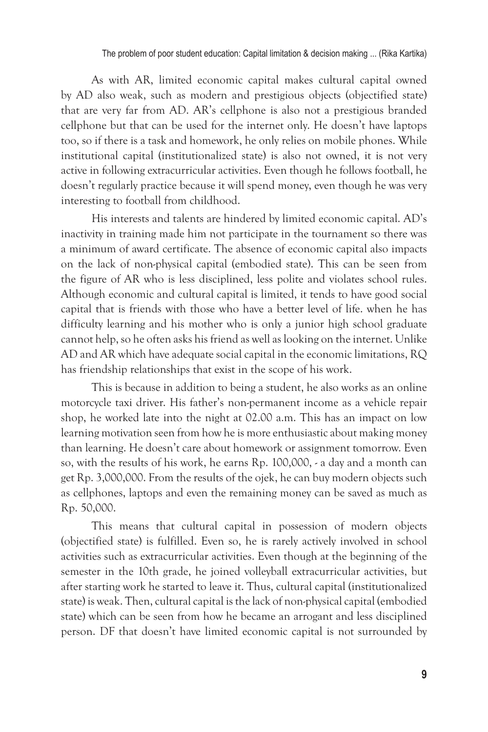As with AR, limited economic capital makes cultural capital owned by AD also weak, such as modern and prestigious objects (objectified state) that are very far from AD. AR's cellphone is also not a prestigious branded cellphone but that can be used for the internet only. He doesn't have laptops too, so if there is a task and homework, he only relies on mobile phones. While institutional capital (institutionalized state) is also not owned, it is not very active in following extracurricular activities. Even though he follows football, he doesn't regularly practice because it will spend money, even though he was very interesting to football from childhood.

His interests and talents are hindered by limited economic capital. AD's inactivity in training made him not participate in the tournament so there was a minimum of award certificate. The absence of economic capital also impacts on the lack of non-physical capital (embodied state). This can be seen from the figure of AR who is less disciplined, less polite and violates school rules. Although economic and cultural capital is limited, it tends to have good social capital that is friends with those who have a better level of life. when he has difficulty learning and his mother who is only a junior high school graduate cannot help, so he often asks his friend as well as looking on the internet. Unlike AD and AR which have adequate social capital in the economic limitations, RQ has friendship relationships that exist in the scope of his work.

This is because in addition to being a student, he also works as an online motorcycle taxi driver. His father's non-permanent income as a vehicle repair shop, he worked late into the night at 02.00 a.m. This has an impact on low learning motivation seen from how he is more enthusiastic about making money than learning. He doesn't care about homework or assignment tomorrow. Even so, with the results of his work, he earns Rp. 100,000, - a day and a month can get Rp. 3,000,000. From the results of the ojek, he can buy modern objects such as cellphones, laptops and even the remaining money can be saved as much as Rp. 50,000.

This means that cultural capital in possession of modern objects (objectified state) is fulfilled. Even so, he is rarely actively involved in school activities such as extracurricular activities. Even though at the beginning of the semester in the 10th grade, he joined volleyball extracurricular activities, but after starting work he started to leave it. Thus, cultural capital (institutionalized state) is weak. Then, cultural capital is the lack of non-physical capital (embodied state) which can be seen from how he became an arrogant and less disciplined person. DF that doesn't have limited economic capital is not surrounded by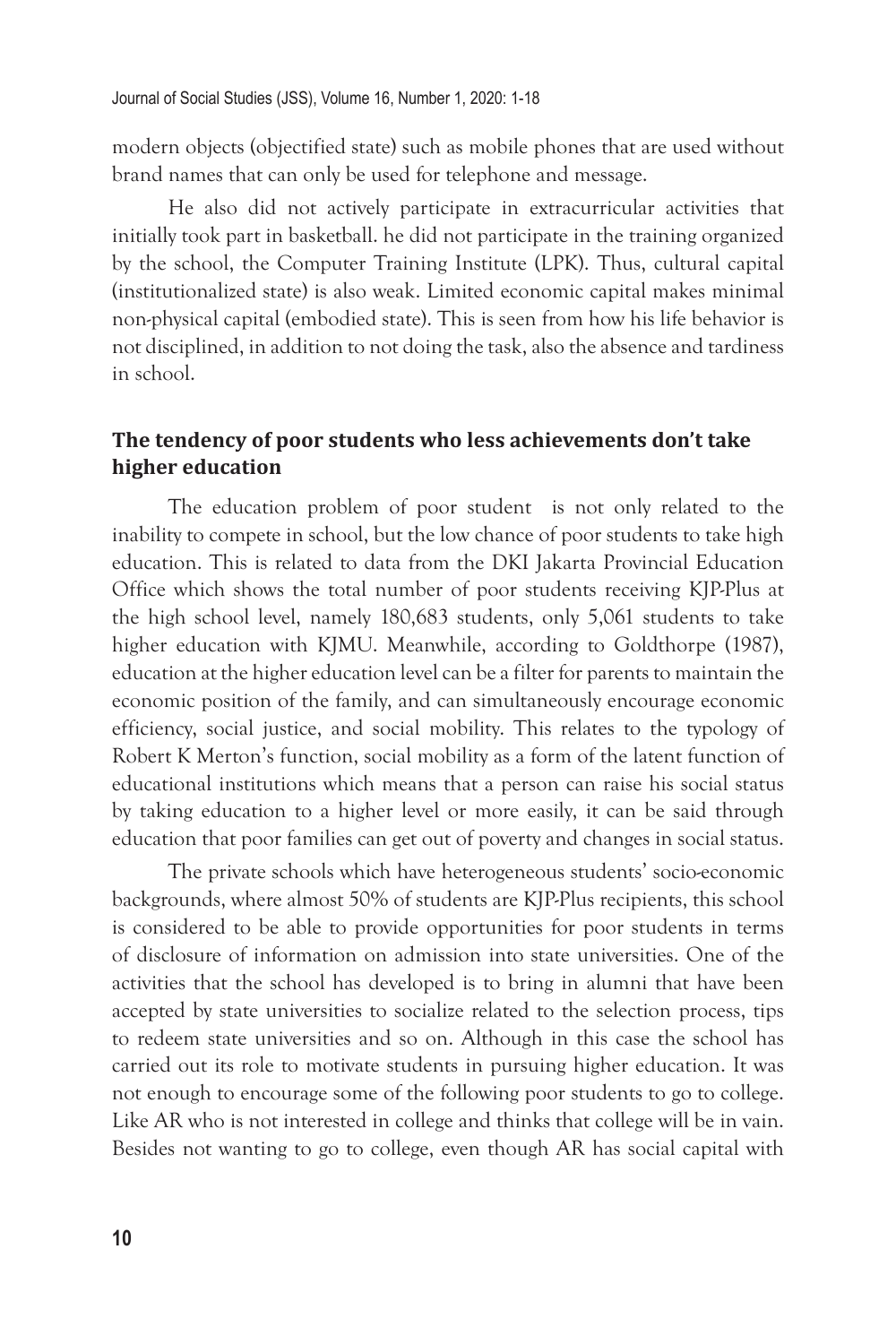modern objects (objectified state) such as mobile phones that are used without brand names that can only be used for telephone and message.

He also did not actively participate in extracurricular activities that initially took part in basketball. he did not participate in the training organized by the school, the Computer Training Institute (LPK). Thus, cultural capital (institutionalized state) is also weak. Limited economic capital makes minimal non-physical capital (embodied state). This is seen from how his life behavior is not disciplined, in addition to not doing the task, also the absence and tardiness in school.

## The tendency of poor students who less achievements don't take higher education

The education problem of poor student is not only related to the inability to compete in school, but the low chance of poor students to take high education. This is related to data from the DKI Jakarta Provincial Education Office which shows the total number of poor students receiving KJP-Plus at the high school level, namely 180,683 students, only 5,061 students to take higher education with KJMU. Meanwhile, according to Goldthorpe (1987), education at the higher education level can be a filter for parents to maintain the economic position of the family, and can simultaneously encourage economic efficiency, social justice, and social mobility. This relates to the typology of Robert K Merton's function, social mobility as a form of the latent function of educational institutions which means that a person can raise his social status by taking education to a higher level or more easily, it can be said through education that poor families can get out of poverty and changes in social status.

The private schools which have heterogeneous students' socio-economic backgrounds, where almost 50% of students are KJP-Plus recipients, this school is considered to be able to provide opportunities for poor students in terms of disclosure of information on admission into state universities. One of the activities that the school has developed is to bring in alumni that have been accepted by state universities to socialize related to the selection process, tips to redeem state universities and so on. Although in this case the school has carried out its role to motivate students in pursuing higher education. It was not enough to encourage some of the following poor students to go to college. Like AR who is not interested in college and thinks that college will be in vain. Besides not wanting to go to college, even though AR has social capital with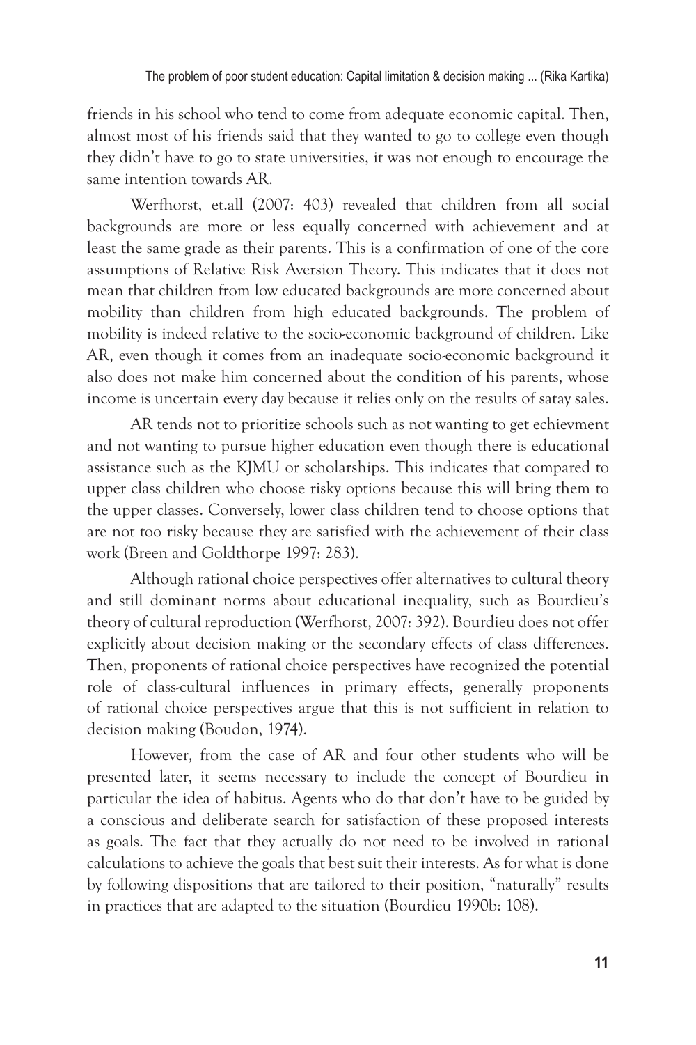friends in his school who tend to come from adequate economic capital. Then, almost most of his friends said that they wanted to go to college even though they didn't have to go to state universities, it was not enough to encourage the same intention towards AR.

Werfhorst, et.all (2007: 403) revealed that children from all social backgrounds are more or less equally concerned with achievement and at least the same grade as their parents. This is a confirmation of one of the core assumptions of Relative Risk Aversion Theory. This indicates that it does not mean that children from low educated backgrounds are more concerned about mobility than children from high educated backgrounds. The problem of mobility is indeed relative to the socio-economic background of children. Like AR, even though it comes from an inadequate socio-economic background it also does not make him concerned about the condition of his parents, whose income is uncertain every day because it relies only on the results of satay sales.

AR tends not to prioritize schools such as not wanting to get echievment and not wanting to pursue higher education even though there is educational assistance such as the KJMU or scholarships. This indicates that compared to upper class children who choose risky options because this will bring them to the upper classes. Conversely, lower class children tend to choose options that are not too risky because they are satisfied with the achievement of their class work (Breen and Goldthorpe 1997: 283).

Although rational choice perspectives offer alternatives to cultural theory and still dominant norms about educational inequality, such as Bourdieu's theory of cultural reproduction (Werfhorst, 2007: 392). Bourdieu does not offer explicitly about decision making or the secondary effects of class differences. Then, proponents of rational choice perspectives have recognized the potential role of class-cultural influences in primary effects, generally proponents of rational choice perspectives argue that this is not sufficient in relation to decision making (Boudon, 1974).

However, from the case of AR and four other students who will be presented later, it seems necessary to include the concept of Bourdieu in particular the idea of habitus. Agents who do that don't have to be guided by a conscious and deliberate search for satisfaction of these proposed interests as goals. The fact that they actually do not need to be involved in rational calculations to achieve the goals that best suit their interests. As for what is done by following dispositions that are tailored to their position, "naturally" results in practices that are adapted to the situation (Bourdieu 1990b: 108).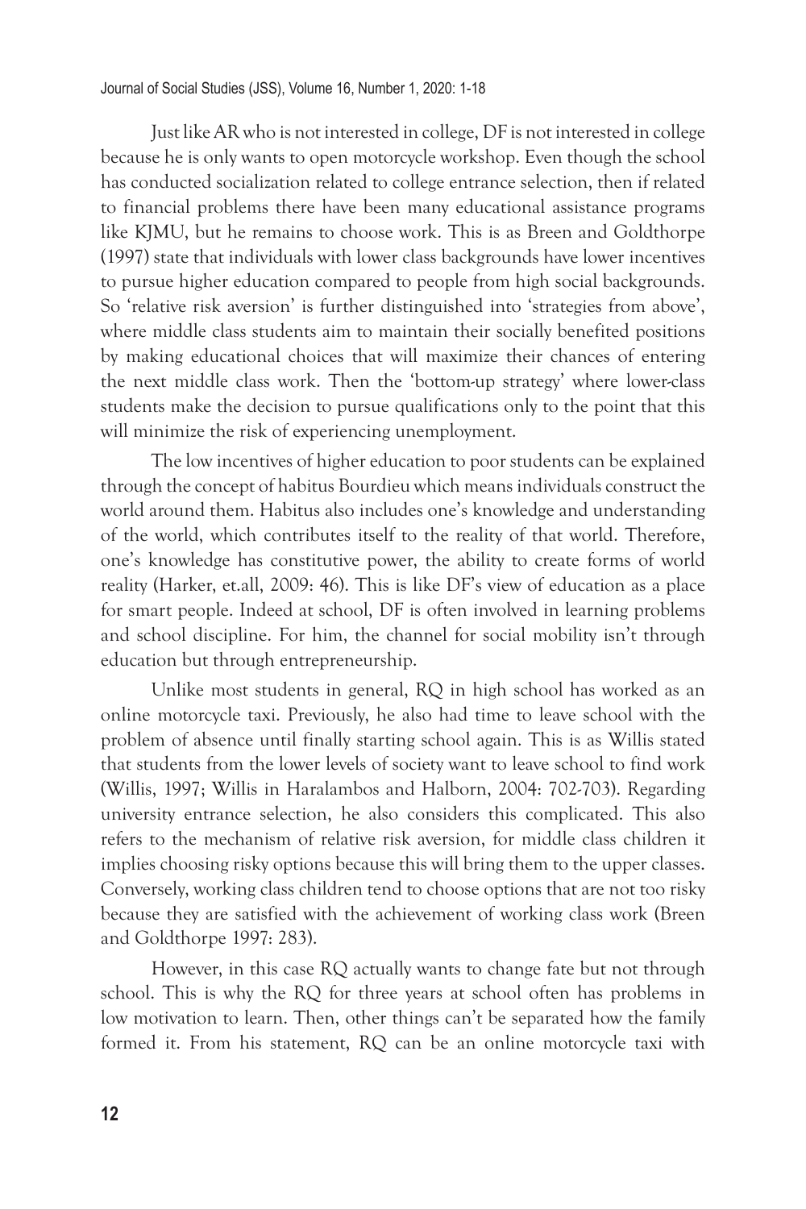Just like AR who is not interested in college, DF is not interested in college because he is only wants to open motorcycle workshop. Even though the school has conducted socialization related to college entrance selection, then if related to financial problems there have been many educational assistance programs like KJMU, but he remains to choose work. This is as Breen and Goldthorpe (1997) state that individuals with lower class backgrounds have lower incentives to pursue higher education compared to people from high social backgrounds. So 'relative risk aversion' is further distinguished into 'strategies from above', where middle class students aim to maintain their socially benefited positions by making educational choices that will maximize their chances of entering the next middle class work. Then the 'bottom-up strategy' where lower-class students make the decision to pursue qualifications only to the point that this will minimize the risk of experiencing unemployment.

The low incentives of higher education to poor students can be explained through the concept of habitus Bourdieu which means individuals construct the world around them. Habitus also includes one's knowledge and understanding of the world, which contributes itself to the reality of that world. Therefore, one's knowledge has constitutive power, the ability to create forms of world reality (Harker, et.all, 2009: 46). This is like DF's view of education as a place for smart people. Indeed at school, DF is often involved in learning problems and school discipline. For him, the channel for social mobility isn't through education but through entrepreneurship.

Unlike most students in general, RQ in high school has worked as an online motorcycle taxi. Previously, he also had time to leave school with the problem of absence until finally starting school again. This is as Willis stated that students from the lower levels of society want to leave school to find work (Willis, 1997; Willis in Haralambos and Halborn, 2004: 702-703). Regarding university entrance selection, he also considers this complicated. This also refers to the mechanism of relative risk aversion, for middle class children it implies choosing risky options because this will bring them to the upper classes. Conversely, working class children tend to choose options that are not too risky because they are satisfied with the achievement of working class work (Breen and Goldthorpe 1997: 283).

However, in this case RQ actually wants to change fate but not through school. This is why the RQ for three years at school often has problems in low motivation to learn. Then, other things can't be separated how the family formed it. From his statement, RQ can be an online motorcycle taxi with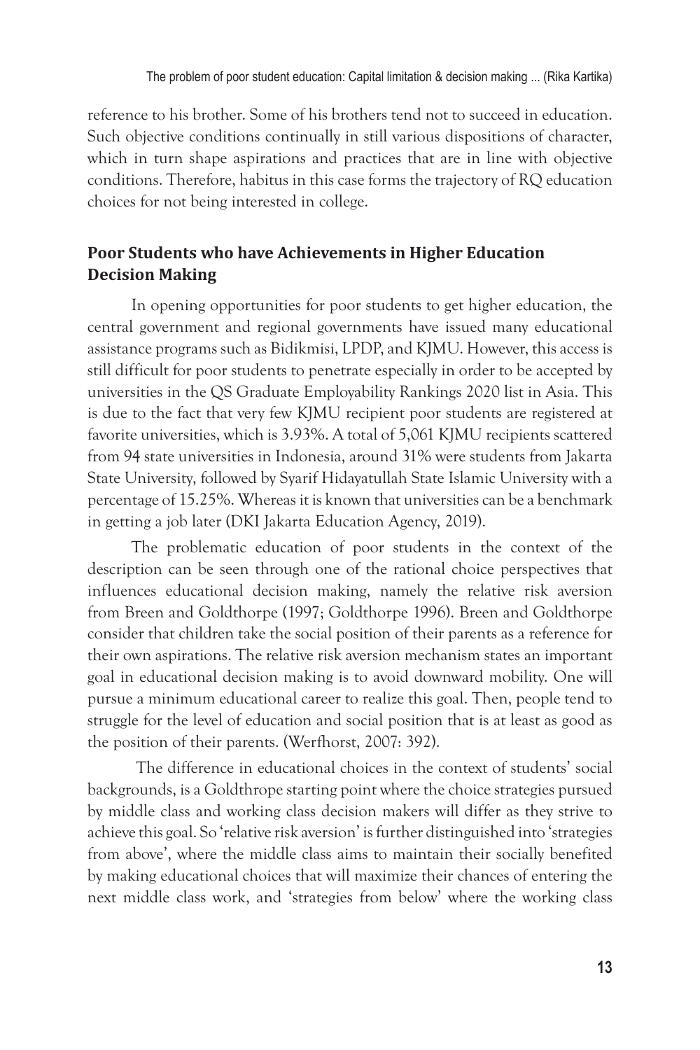reference to his brother. Some of his brothers tend not to succeed in education. Such objective conditions continually in still various dispositions of character, which in turn shape aspirations and practices that are in line with objective conditions. Therefore, habitus in this case forms the trajectory of RQ education choices for not being interested in college.

## Poor Students who have Achievements in Higher Education Decision Making

In opening opportunities for poor students to get higher education, the central government and regional governments have issued many educational assistance programs such as Bidikmisi, LPDP, and KJMU. However, this access is still difficult for poor students to penetrate especially in order to be accepted by universities in the QS Graduate Employability Rankings 2020 list in Asia. This is due to the fact that very few KJMU recipient poor students are registered at favorite universities, which is 3.93%. A total of 5,061 KJMU recipients scattered from 94 state universities in Indonesia, around 31% were students from Jakarta State University, followed by Syarif Hidayatullah State Islamic University with a percentage of 15.25%. Whereas it is known that universities can be a benchmark in getting a job later (DKI Jakarta Education Agency, 2019).

The problematic education of poor students in the context of the description can be seen through one of the rational choice perspectives that influences educational decision making, namely the relative risk aversion from Breen and Goldthorpe (1997; Goldthorpe 1996). Breen and Goldthorpe consider that children take the social position of their parents as a reference for their own aspirations. The relative risk aversion mechanism states an important goal in educational decision making is to avoid downward mobility. One will pursue a minimum educational career to realize this goal. Then, people tend to struggle for the level of education and social position that is at least as good as the position of their parents. (Werfhorst, 2007: 392).

The difference in educational choices in the context of students' social backgrounds, is a Goldthrope starting point where the choice strategies pursued by middle class and working class decision makers will differ as they strive to achieve this goal. So 'relative risk aversion' is further distinguished into 'strategies from above', where the middle class aims to maintain their socially benefited by making educational choices that will maximize their chances of entering the next middle class work, and 'strategies from below' where the working class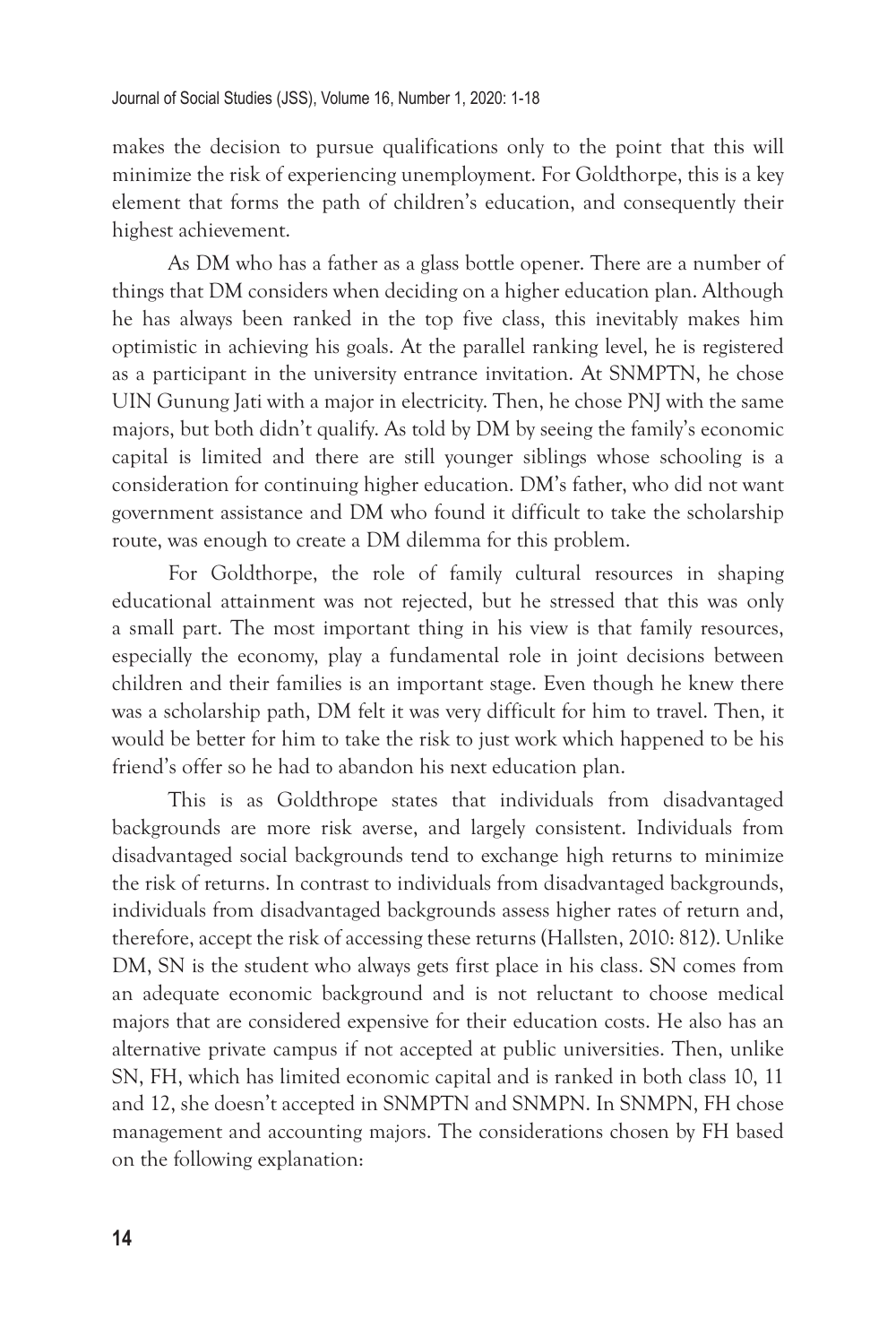makes the decision to pursue qualifications only to the point that this will minimize the risk of experiencing unemployment. For Goldthorpe, this is a key element that forms the path of children's education, and consequently their highest achievement.

As DM who has a father as a glass bottle opener. There are a number of things that DM considers when deciding on a higher education plan. Although he has always been ranked in the top five class, this inevitably makes him optimistic in achieving his goals. At the parallel ranking level, he is registered as a participant in the university entrance invitation. At SNMPTN, he chose UIN Gunung Jati with a major in electricity. Then, he chose PNJ with the same majors, but both didn't qualify. As told by DM by seeing the family's economic capital is limited and there are still younger siblings whose schooling is a consideration for continuing higher education. DM's father, who did not want government assistance and DM who found it difficult to take the scholarship route, was enough to create a DM dilemma for this problem.

For Goldthorpe, the role of family cultural resources in shaping educational attainment was not rejected, but he stressed that this was only a small part. The most important thing in his view is that family resources, especially the economy, play a fundamental role in joint decisions between children and their families is an important stage. Even though he knew there was a scholarship path, DM felt it was very difficult for him to travel. Then, it would be better for him to take the risk to just work which happened to be his friend's offer so he had to abandon his next education plan.

This is as Goldthrope states that individuals from disadvantaged backgrounds are more risk averse, and largely consistent. Individuals from disadvantaged social backgrounds tend to exchange high returns to minimize the risk of returns. In contrast to individuals from disadvantaged backgrounds, individuals from disadvantaged backgrounds assess higher rates of return and, therefore, accept the risk of accessing these returns (Hallsten, 2010: 812). Unlike DM, SN is the student who always gets first place in his class. SN comes from an adequate economic background and is not reluctant to choose medical majors that are considered expensive for their education costs. He also has an alternative private campus if not accepted at public universities. Then, unlike SN, FH, which has limited economic capital and is ranked in both class 10, 11 and 12, she doesn't accepted in SNMPTN and SNMPN. In SNMPN, FH chose management and accounting majors. The considerations chosen by FH based on the following explanation: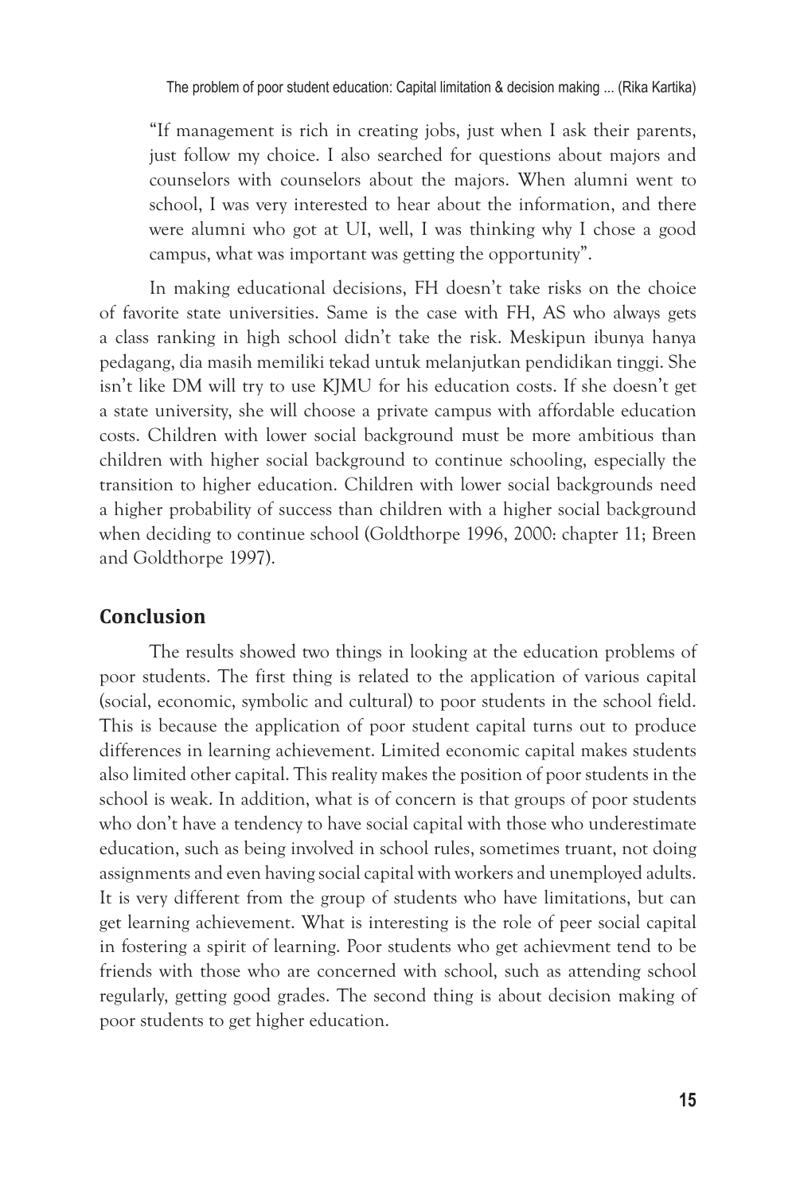> "If management is rich in creating jobs, just when I ask their parents, just follow my choice. I also searched for questions about majors and counselors with counselors about the majors. When alumni went to school, I was very interested to hear about the information, and there were alumni who got at UI, well, I was thinking why I chose a good campus, what was important was getting the opportunity".

In making educational decisions, FH doesn't take risks on the choice of favorite state universities. Same is the case with FH, AS who always gets a class ranking in high school didn't take the risk. Meskipun ibunya hanya pedagang, dia masih memiliki tekad untuk melanjutkan pendidikan tinggi. She isn't like DM will try to use KJMU for his education costs. If she doesn't get a state university, she will choose a private campus with affordable education costs. Children with lower social background must be more ambitious than children with higher social background to continue schooling, especially the transition to higher education. Children with lower social backgrounds need a higher probability of success than children with a higher social background when deciding to continue school (Goldthorpe 1996, 2000: chapter 11; Breen and Goldthorpe 1997).

## Conclusion

The results showed two things in looking at the education problems of poor students. The first thing is related to the application of various capital (social, economic, symbolic and cultural) to poor students in the school field. This is because the application of poor student capital turns out to produce differences in learning achievement. Limited economic capital makes students also limited other capital. This reality makes the position of poor students in the school is weak. In addition, what is of concern is that groups of poor students who don't have a tendency to have social capital with those who underestimate education, such as being involved in school rules, sometimes truant, not doing assignments and even having social capital with workers and unemployed adults. It is very different from the group of students who have limitations, but can get learning achievement. What is interesting is the role of peer social capital in fostering a spirit of learning. Poor students who get achievment tend to be friends with those who are concerned with school, such as attending school regularly, getting good grades. The second thing is about decision making of poor students to get higher education.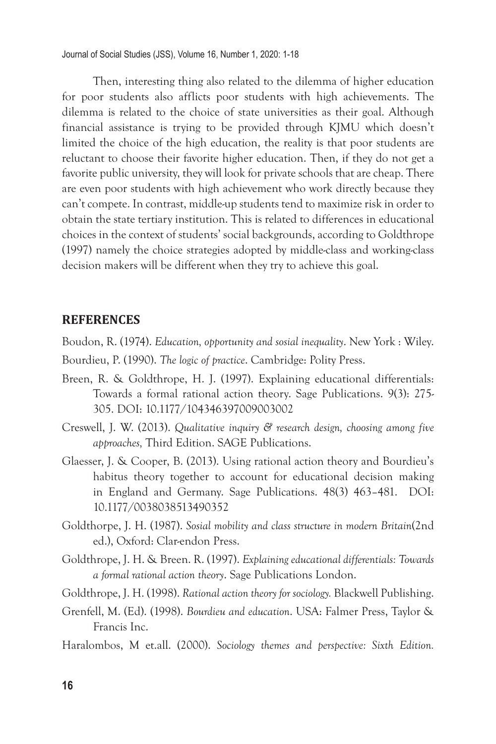Then, interesting thing also related to the dilemma of higher education for poor students also afflicts poor students with high achievements. The dilemma is related to the choice of state universities as their goal. Although financial assistance is trying to be provided through KJMU which doesn't limited the choice of the high education, the reality is that poor students are reluctant to choose their favorite higher education. Then, if they do not get a favorite public university, they will look for private schools that are cheap. There are even poor students with high achievement who work directly because they can't compete. In contrast, middle-up students tend to maximize risk in order to obtain the state tertiary institution. This is related to differences in educational choices in the context of students' social backgrounds, according to Goldthrope (1997) namely the choice strategies adopted by middle-class and working-class decision makers will be different when they try to achieve this goal.

## REFERENCES

Boudon, R. (1974). *Education, opportunity and sosial inequality*. New York : Wiley.

Bourdieu, P. (1990). *The logic of practice*. Cambridge: Polity Press.

Breen, R. & Goldthrope, H. J. (1997). Explaining educational differentials: Towards a formal rational action theory. Sage Publications. 9(3): 275-305. DOI: 10.1177/104346397009003002

Creswell, J. W. (2013). *Qualitative inquiry & research design, choosing among five approaches,* Third Edition. SAGE Publications.

Glaesser, J. & Cooper, B. (2013). Using rational action theory and Bourdieu's habitus theory together to account for educational decision making in England and Germany. Sage Publications. 48(3) 463–481. DOI: 10.1177/0038038513490352

Goldthorpe, J. H. (1987). *Sosial mobility and class structure in modern Britain*(2nd ed.), Oxford: Clar-endon Press.

Goldthrope, J. H. & Breen. R. (1997). *Explaining educational differentials: Towards a formal rational action theory*. Sage Publications London.

Goldthrope, J. H. (1998). *Rational action theory for sociology.* Blackwell Publishing.

Grenfell, M. (Ed). (1998). *Bourdieu and education*. USA: Falmer Press, Taylor & Francis Inc.

Haralombos, M et.all. (2000). *Sociology themes and perspective: Sixth Edition.*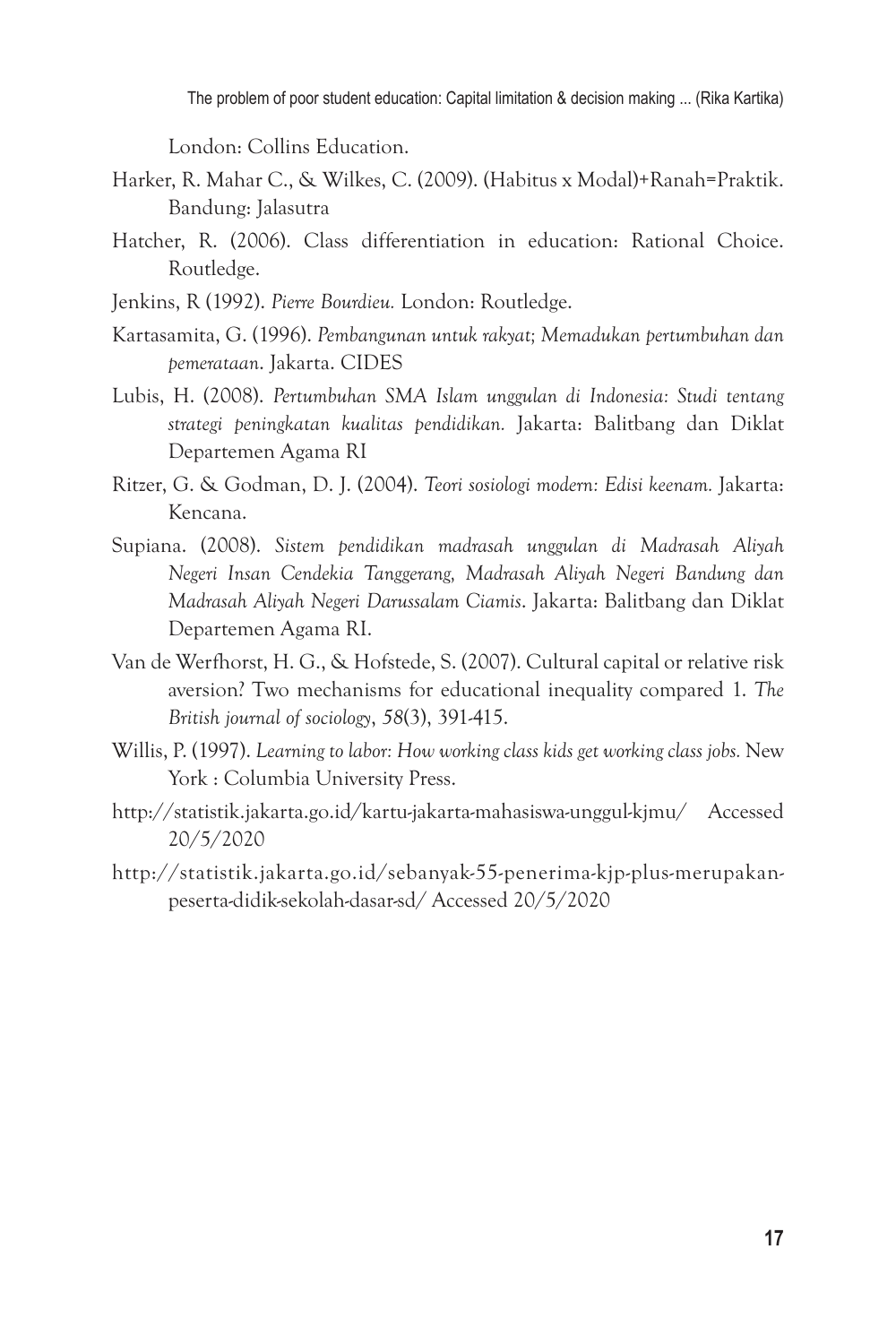London: Collins Education.

Harker, R. Mahar C., & Wilkes, C. (2009). (Habitus x Modal)+Ranah=Praktik. Bandung: Jalasutra

Hatcher, R. (2006). Class differentiation in education: Rational Choice. Routledge.

Jenkins, R (1992). *Pierre Bourdieu.* London: Routledge.

Kartasamita, G. (1996). *Pembangunan untuk rakyat; Memadukan pertumbuhan dan pemerataan*. Jakarta. CIDES

Lubis, H. (2008). *Pertumbuhan SMA Islam unggulan di Indonesia: Studi tentang strategi peningkatan kualitas pendidikan.* Jakarta: Balitbang dan Diklat Departemen Agama RI

Ritzer, G. & Godman, D. J. (2004). *Teori sosiologi modern: Edisi keenam.* Jakarta: Kencana.

Supiana. (2008). *Sistem pendidikan madrasah unggulan di Madrasah Aliyah Negeri Insan Cendekia Tanggerang, Madrasah Aliyah Negeri Bandung dan Madrasah Aliyah Negeri Darussalam Ciamis*. Jakarta: Balitbang dan Diklat Departemen Agama RI.

Van de Werfhorst, H. G., & Hofstede, S. (2007). Cultural capital or relative risk aversion? Two mechanisms for educational inequality compared 1. *The British journal of sociology*, *58*(3), 391-415.

Willis, P. (1997). *Learning to labor: How working class kids get working class jobs.* New York : Columbia University Press.

http://statistik.jakarta.go.id/kartu-jakarta-mahasiswa-unggul-kjmu/ Accessed 20/5/2020

http://statistik.jakarta.go.id/sebanyak-55-penerima-kjp-plus-merupakan-peserta-didik-sekolah-dasar-sd/ Accessed 20/5/2020